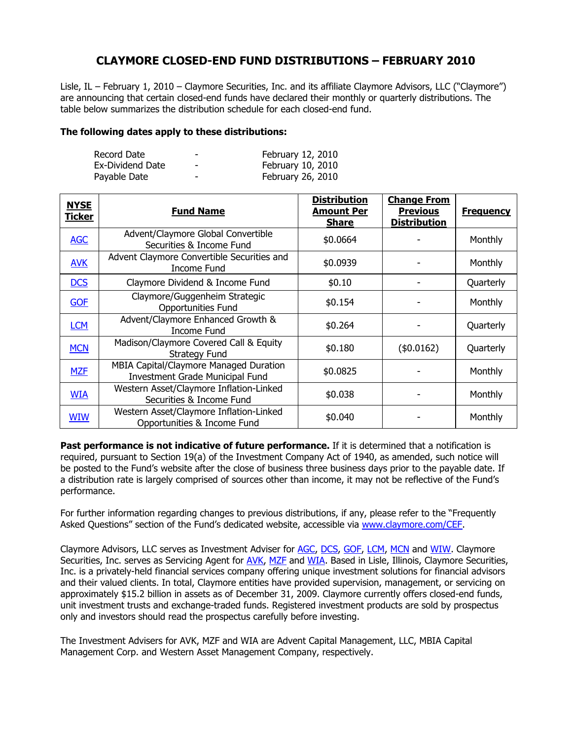# CLAYMORE CLOSED-END FUND DISTRIBUTIONS – FEBRUARY 2010

Lisle, IL – February 1, 2010 – Claymore Securities, Inc. and its affiliate Claymore Advisors, LLC ("Claymore") are announcing that certain closed-end funds have declared their monthly or quarterly distributions. The table below summarizes the distribution schedule for each closed-end fund.

**The following dates apply to these distributions:**

| | | |
|---|---|---|
| Record Date | - | February 12, 2010 |
| Ex-Dividend Date | - | February 10, 2010 |
| Payable Date | - | February 26, 2010 |

| NYSE Ticker | Fund Name | Distribution Amount Per Share | Change From Previous Distribution | Frequency |
|---|---|---|---|---|
| AGC | Advent/Claymore Global Convertible Securities & Income Fund | $0.0664 | - | Monthly |
| AVK | Advent Claymore Convertible Securities and Income Fund | $0.0939 | - | Monthly |
| DCS | Claymore Dividend & Income Fund | $0.10 | - | Quarterly |
| GOF | Claymore/Guggenheim Strategic Opportunities Fund | $0.154 | - | Monthly |
| LCM | Advent/Claymore Enhanced Growth & Income Fund | $0.264 | - | Quarterly |
| MCN | Madison/Claymore Covered Call & Equity Strategy Fund | $0.180 | ($0.0162) | Quarterly |
| MZF | MBIA Capital/Claymore Managed Duration Investment Grade Municipal Fund | $0.0825 | - | Monthly |
| WIA | Western Asset/Claymore Inflation-Linked Securities & Income Fund | $0.038 | - | Monthly |
| WIW | Western Asset/Claymore Inflation-Linked Opportunities & Income Fund | $0.040 | - | Monthly |

**Past performance is not indicative of future performance.** If it is determined that a notification is required, pursuant to Section 19(a) of the Investment Company Act of 1940, as amended, such notice will be posted to the Fund's website after the close of business three business days prior to the payable date. If a distribution rate is largely comprised of sources other than income, it may not be reflective of the Fund's performance.

For further information regarding changes to previous distributions, if any, please refer to the "Frequently Asked Questions" section of the Fund's dedicated website, accessible via www.claymore.com/CEF.

Claymore Advisors, LLC serves as Investment Adviser for AGC, DCS, GOF, LCM, MCN and WIW. Claymore Securities, Inc. serves as Servicing Agent for AVK, MZF and WIA. Based in Lisle, Illinois, Claymore Securities, Inc. is a privately-held financial services company offering unique investment solutions for financial advisors and their valued clients. In total, Claymore entities have provided supervision, management, or servicing on approximately $15.2 billion in assets as of December 31, 2009. Claymore currently offers closed-end funds, unit investment trusts and exchange-traded funds. Registered investment products are sold by prospectus only and investors should read the prospectus carefully before investing.

The Investment Advisers for AVK, MZF and WIA are Advent Capital Management, LLC, MBIA Capital Management Corp. and Western Asset Management Company, respectively.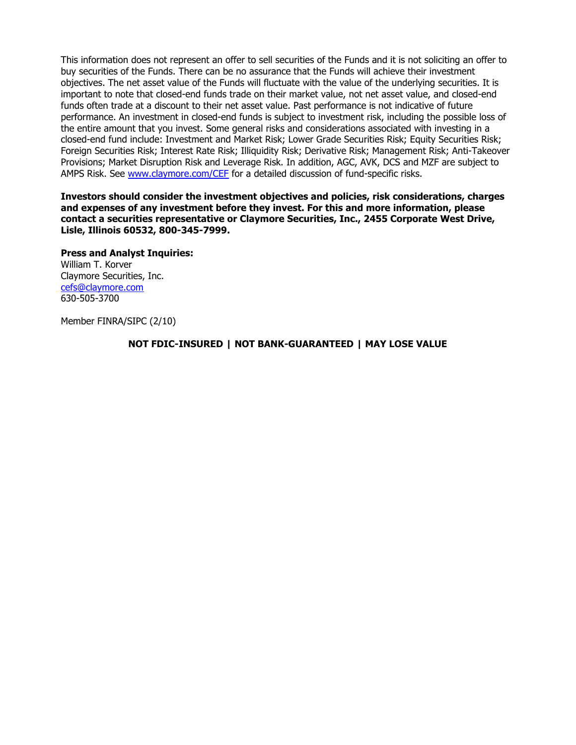This information does not represent an offer to sell securities of the Funds and it is not soliciting an offer to buy securities of the Funds. There can be no assurance that the Funds will achieve their investment objectives. The net asset value of the Funds will fluctuate with the value of the underlying securities. It is important to note that closed-end funds trade on their market value, not net asset value, and closed-end funds often trade at a discount to their net asset value. Past performance is not indicative of future performance. An investment in closed-end funds is subject to investment risk, including the possible loss of the entire amount that you invest. Some general risks and considerations associated with investing in a closed-end fund include: Investment and Market Risk; Lower Grade Securities Risk; Equity Securities Risk; Foreign Securities Risk; Interest Rate Risk; Illiquidity Risk; Derivative Risk; Management Risk; Anti-Takeover Provisions; Market Disruption Risk and Leverage Risk. In addition, AGC, AVK, DCS and MZF are subject to AMPS Risk. See [www.claymore.com/CEF](http://www.claymore.com/CEF) for a detailed discussion of fund-specific risks.

**Investors should consider the investment objectives and policies, risk considerations, charges and expenses of any investment before they invest. For this and more information, please contact a securities representative or Claymore Securities, Inc., 2455 Corporate West Drive, Lisle, Illinois 60532, 800-345-7999.**

**Press and Analyst Inquiries:**
William T. Korver
Claymore Securities, Inc.
[cefs@claymore.com](mailto:cefs@claymore.com)
630-505-3700

Member FINRA/SIPC (2/10)

**NOT FDIC-INSURED | NOT BANK-GUARANTEED | MAY LOSE VALUE**